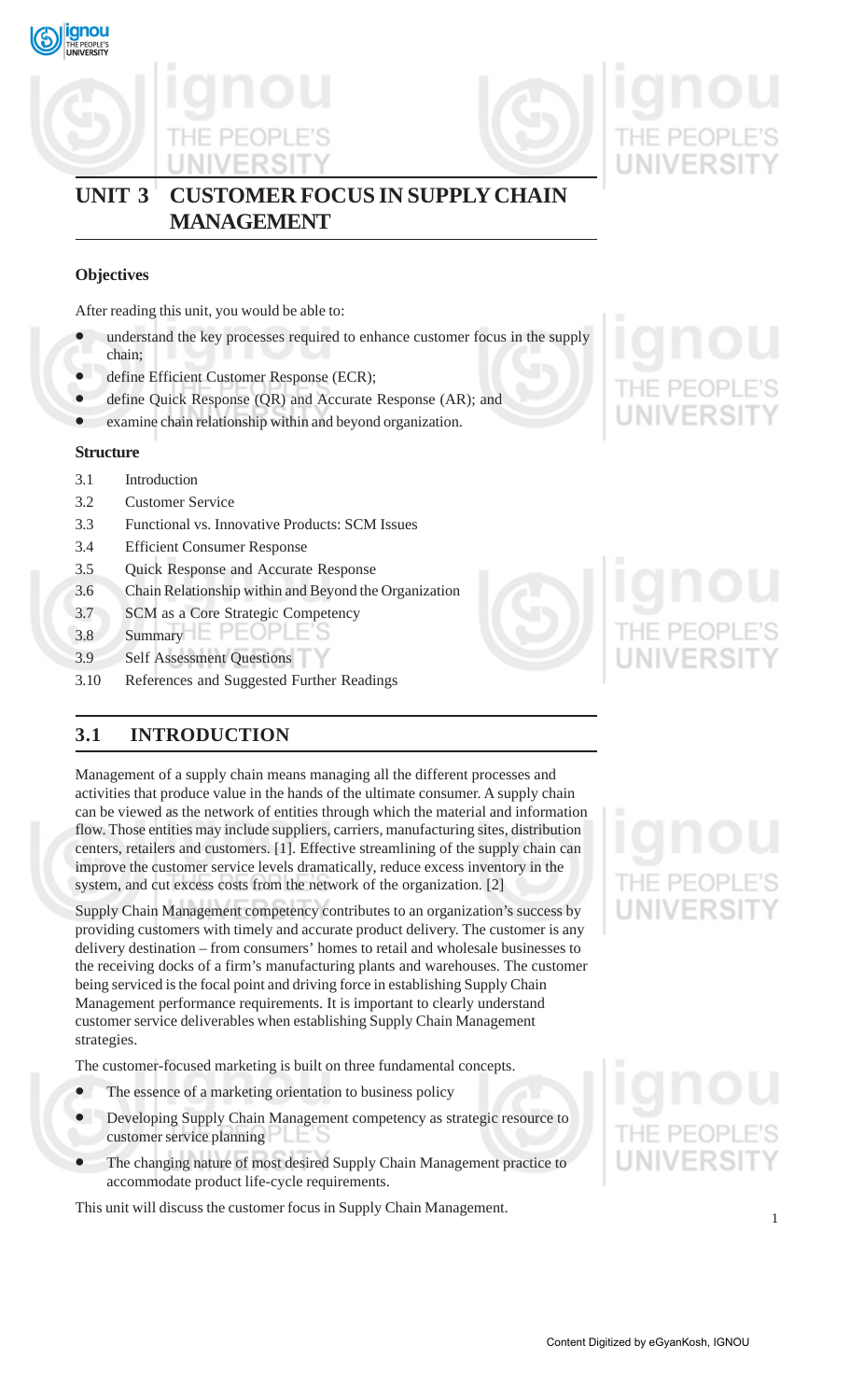# UNIT 3 CUSTOMER FOCUS IN SUPPLY CHAIN MANAGEMENT

### Objectives

After reading this unit, you would be able to:

- understand the key processes required to enhance customer focus in the supply chain;
- define Efficient Customer Response (ECR);
- define Quick Response (QR) and Accurate Response (AR); and
- examine chain relationship within and beyond organization.

### Structure

3.1 Introduction
3.2 Customer Service
3.3 Functional vs. Innovative Products: SCM Issues
3.4 Efficient Consumer Response
3.5 Quick Response and Accurate Response
3.6 Chain Relationship within and Beyond the Organization
3.7 SCM as a Core Strategic Competency
3.8 Summary
3.9 Self Assessment Questions
3.10 References and Suggested Further Readings

## 3.1 INTRODUCTION

Management of a supply chain means managing all the different processes and activities that produce value in the hands of the ultimate consumer. A supply chain can be viewed as the network of entities through which the material and information flow. Those entities may include suppliers, carriers, manufacturing sites, distribution centers, retailers and customers. [1]. Effective streamlining of the supply chain can improve the customer service levels dramatically, reduce excess inventory in the system, and cut excess costs from the network of the organization. [2]

Supply Chain Management competency contributes to an organization's success by providing customers with timely and accurate product delivery. The customer is any delivery destination – from consumers' homes to retail and wholesale businesses to the receiving docks of a firm's manufacturing plants and warehouses. The customer being serviced is the focal point and driving force in establishing Supply Chain Management performance requirements. It is important to clearly understand customer service deliverables when establishing Supply Chain Management strategies.

The customer-focused marketing is built on three fundamental concepts.

- The essence of a marketing orientation to business policy
- Developing Supply Chain Management competency as strategic resource to customer service planning
- The changing nature of most desired Supply Chain Management practice to accommodate product life-cycle requirements.

This unit will discuss the customer focus in Supply Chain Management.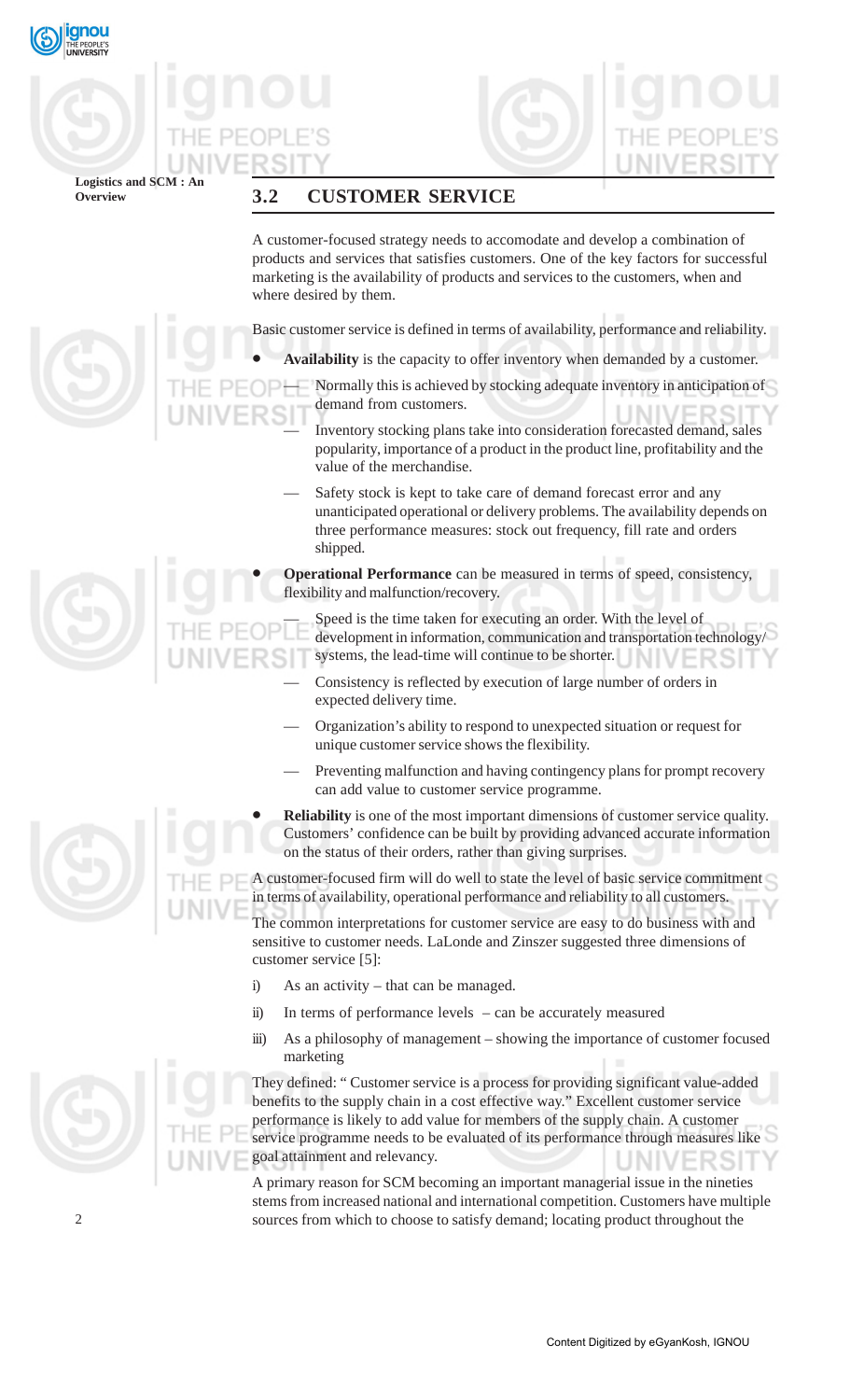## 3.2 CUSTOMER SERVICE

A customer-focused strategy needs to accomodate and develop a combination of products and services that satisfies customers. One of the key factors for successful marketing is the availability of products and services to the customers, when and where desired by them.

Basic customer service is defined in terms of availability, performance and reliability.

- **Availability** is the capacity to offer inventory when demanded by a customer.
  - Normally this is achieved by stocking adequate inventory in anticipation of demand from customers.
  - Inventory stocking plans take into consideration forecasted demand, sales popularity, importance of a product in the product line, profitability and the value of the merchandise.
  - Safety stock is kept to take care of demand forecast error and any unanticipated operational or delivery problems. The availability depends on three performance measures: stock out frequency, fill rate and orders shipped.
- **Operational Performance** can be measured in terms of speed, consistency, flexibility and malfunction/recovery.
  - Speed is the time taken for executing an order. With the level of development in information, communication and transportation technology/ systems, the lead-time will continue to be shorter.
  - Consistency is reflected by execution of large number of orders in expected delivery time.
  - Organization's ability to respond to unexpected situation or request for unique customer service shows the flexibility.
  - Preventing malfunction and having contingency plans for prompt recovery can add value to customer service programme.
- **Reliability** is one of the most important dimensions of customer service quality. Customers' confidence can be built by providing advanced accurate information on the status of their orders, rather than giving surprises.

A customer-focused firm will do well to state the level of basic service commitment in terms of availability, operational performance and reliability to all customers.

The common interpretations for customer service are easy to do business with and sensitive to customer needs. LaLonde and Zinszer suggested three dimensions of customer service [5]:

i) As an activity – that can be managed.

ii) In terms of performance levels – can be accurately measured

iii) As a philosophy of management – showing the importance of customer focused marketing

They defined: " Customer service is a process for providing significant value-added benefits to the supply chain in a cost effective way." Excellent customer service performance is likely to add value for members of the supply chain. A customer service programme needs to be evaluated of its performance through measures like goal attainment and relevancy.

A primary reason for SCM becoming an important managerial issue in the nineties stems from increased national and international competition. Customers have multiple sources from which to choose to satisfy demand; locating product throughout the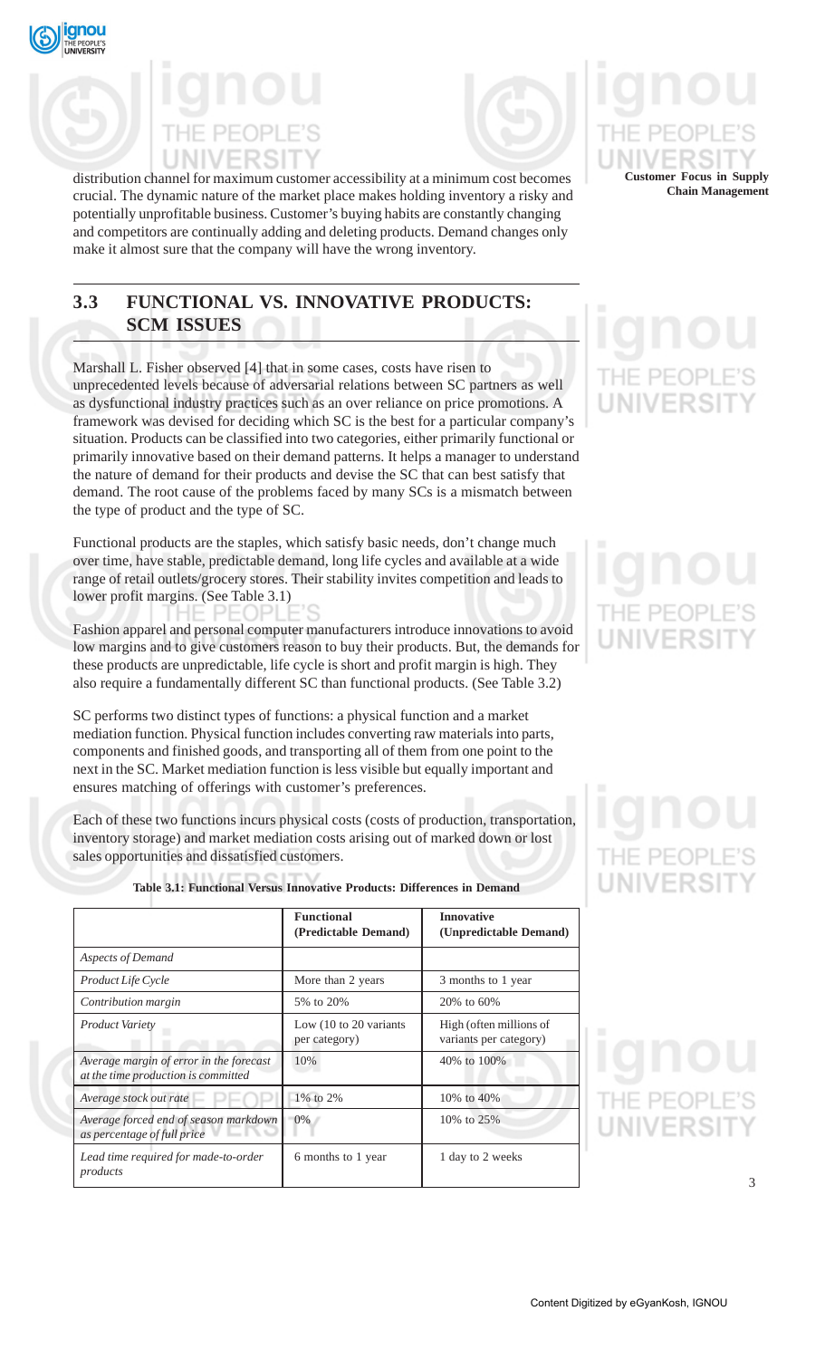distribution channel for maximum customer accessibility at a minimum cost becomes crucial. The dynamic nature of the market place makes holding inventory a risky and potentially unprofitable business. Customer's buying habits are constantly changing and competitors are continually adding and deleting products. Demand changes only make it almost sure that the company will have the wrong inventory.

## 3.3 FUNCTIONAL VS. INNOVATIVE PRODUCTS: SCM ISSUES

Marshall L. Fisher observed [4] that in some cases, costs have risen to unprecedented levels because of adversarial relations between SC partners as well as dysfunctional industry practices such as an over reliance on price promotions. A framework was devised for deciding which SC is the best for a particular company's situation. Products can be classified into two categories, either primarily functional or primarily innovative based on their demand patterns. It helps a manager to understand the nature of demand for their products and devise the SC that can best satisfy that demand. The root cause of the problems faced by many SCs is a mismatch between the type of product and the type of SC.

Functional products are the staples, which satisfy basic needs, don't change much over time, have stable, predictable demand, long life cycles and available at a wide range of retail outlets/grocery stores. Their stability invites competition and leads to lower profit margins. (See Table 3.1)

Fashion apparel and personal computer manufacturers introduce innovations to avoid low margins and to give customers reason to buy their products. But, the demands for these products are unpredictable, life cycle is short and profit margin is high. They also require a fundamentally different SC than functional products. (See Table 3.2)

SC performs two distinct types of functions: a physical function and a market mediation function. Physical function includes converting raw materials into parts, components and finished goods, and transporting all of them from one point to the next in the SC. Market mediation function is less visible but equally important and ensures matching of offerings with customer's preferences.

Each of these two functions incurs physical costs (costs of production, transportation, inventory storage) and market mediation costs arising out of marked down or lost sales opportunities and dissatisfied customers.

**Table 3.1: Functional Versus Innovative Products: Differences in Demand**

| | **Functional (Predictable Demand)** | **Innovative (Unpredictable Demand)** |
|---|---|---|
| *Aspects of Demand* | | |
| *Product Life Cycle* | More than 2 years | 3 months to 1 year |
| *Contribution margin* | 5% to 20% | 20% to 60% |
| *Product Variety* | Low (10 to 20 variants per category) | High (often millions of variants per category) |
| *Average margin of error in the forecast at the time production is committed* | 10% | 40% to 100% |
| *Average stock out rate* | 1% to 2% | 10% to 40% |
| *Average forced end of season markdown as percentage of full price* | 0% | 10% to 25% |
| *Lead time required for made-to-order products* | 6 months to 1 year | 1 day to 2 weeks |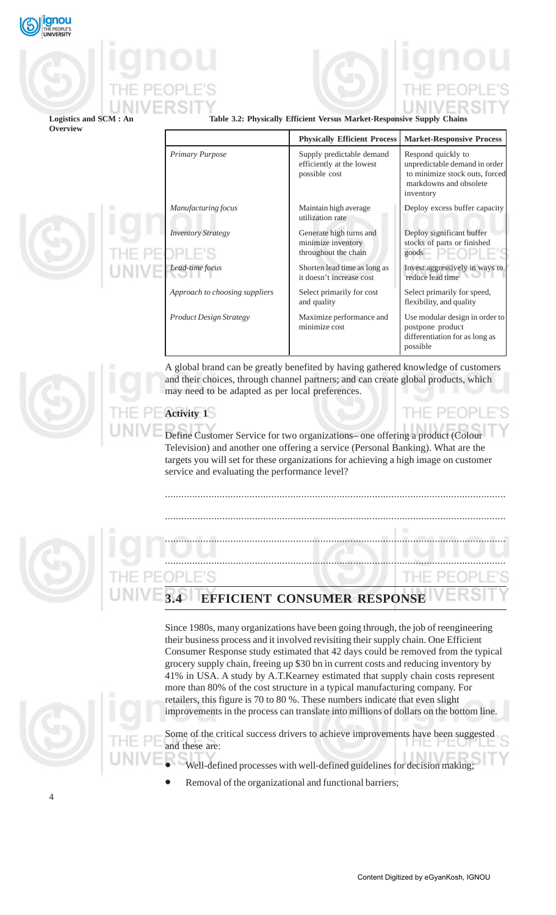**Table 3.2: Physically Efficient Versus Market-Responsive Supply Chains**

| | Physically Efficient Process | Market-Responsive Process |
|---|---|---|
| *Primary Purpose* | Supply predictable demand efficiently at the lowest possible cost | Respond quickly to unpredictable demand in order to minimize stock outs, forced markdowns and obsolete inventory |
| *Manufacturing focus* | Maintain high average utilization rate | Deploy excess buffer capacity |
| *Inventory Strategy* | Generate high turns and minimize inventory throughout the chain | Deploy significant buffer stocks of parts or finished goods |
| *Lead-time focus* | Shorten lead time as long as it doesn't increase cost | Invest aggressively in ways to reduce lead time |
| *Approach to choosing suppliers* | Select primarily for cost and quality | Select primarily for speed, flexibility, and quality |
| *Product Design Strategy* | Maximize performance and minimize cost | Use modular design in order to postpone product differentiation for as long as possible |

A global brand can be greatly benefited by having gathered knowledge of customers and their choices, through channel partners; and can create global products, which may need to be adapted as per local preferences.

**Activity 1**

Define Customer Service for two organizations– one offering a product (Colour Television) and another one offering a service (Personal Banking). What are the targets you will set for these organizations for achieving a high image on customer service and evaluating the performance level?

..........................................................................................................................

..........................................................................................................................

..........................................................................................................................

..........................................................................................................................

## 3.4 EFFICIENT CONSUMER RESPONSE

Since 1980s, many organizations have been going through, the job of reengineering their business process and it involved revisiting their supply chain. One Efficient Consumer Response study estimated that 42 days could be removed from the typical grocery supply chain, freeing up $30 bn in current costs and reducing inventory by 41% in USA. A study by A.T.Kearney estimated that supply chain costs represent more than 80% of the cost structure in a typical manufacturing company. For retailers, this figure is 70 to 80 %. These numbers indicate that even slight improvements in the process can translate into millions of dollars on the bottom line.

Some of the critical success drivers to achieve improvements have been suggested and these are:

- Well-defined processes with well-defined guidelines for decision making;
- Removal of the organizational and functional barriers;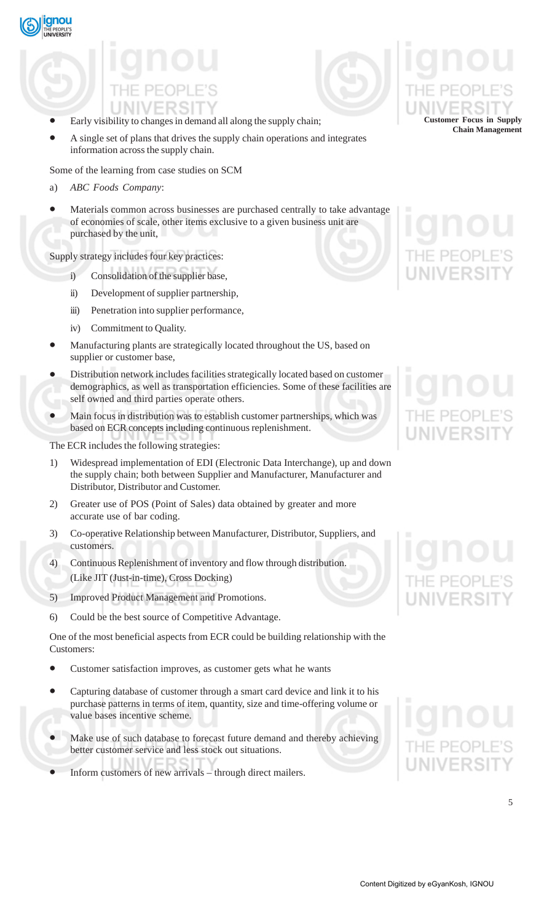- Early visibility to changes in demand all along the supply chain;
- A single set of plans that drives the supply chain operations and integrates information across the supply chain.

Some of the learning from case studies on SCM

a) *ABC Foods Company*:

- Materials common across businesses are purchased centrally to take advantage of economies of scale, other items exclusive to a given business unit are purchased by the unit,

Supply strategy includes four key practices:

i) Consolidation of the supplier base,

ii) Development of supplier partnership,

iii) Penetration into supplier performance,

iv) Commitment to Quality.

- Manufacturing plants are strategically located throughout the US, based on supplier or customer base,
- Distribution network includes facilities strategically located based on customer demographics, as well as transportation efficiencies. Some of these facilities are self owned and third parties operate others.
- Main focus in distribution was to establish customer partnerships, which was based on ECR concepts including continuous replenishment.

The ECR includes the following strategies:

1) Widespread implementation of EDI (Electronic Data Interchange), up and down the supply chain; both between Supplier and Manufacturer, Manufacturer and Distributor, Distributor and Customer.
2) Greater use of POS (Point of Sales) data obtained by greater and more accurate use of bar coding.
3) Co-operative Relationship between Manufacturer, Distributor, Suppliers, and customers.
4) Continuous Replenishment of inventory and flow through distribution. (Like JIT (Just-in-time), Cross Docking)
5) Improved Product Management and Promotions.
6) Could be the best source of Competitive Advantage.

One of the most beneficial aspects from ECR could be building relationship with the Customers:

- Customer satisfaction improves, as customer gets what he wants
- Capturing database of customer through a smart card device and link it to his purchase patterns in terms of item, quantity, size and time-offering volume or value bases incentive scheme.
- Make use of such database to forecast future demand and thereby achieving better customer service and less stock out situations.
- Inform customers of new arrivals – through direct mailers.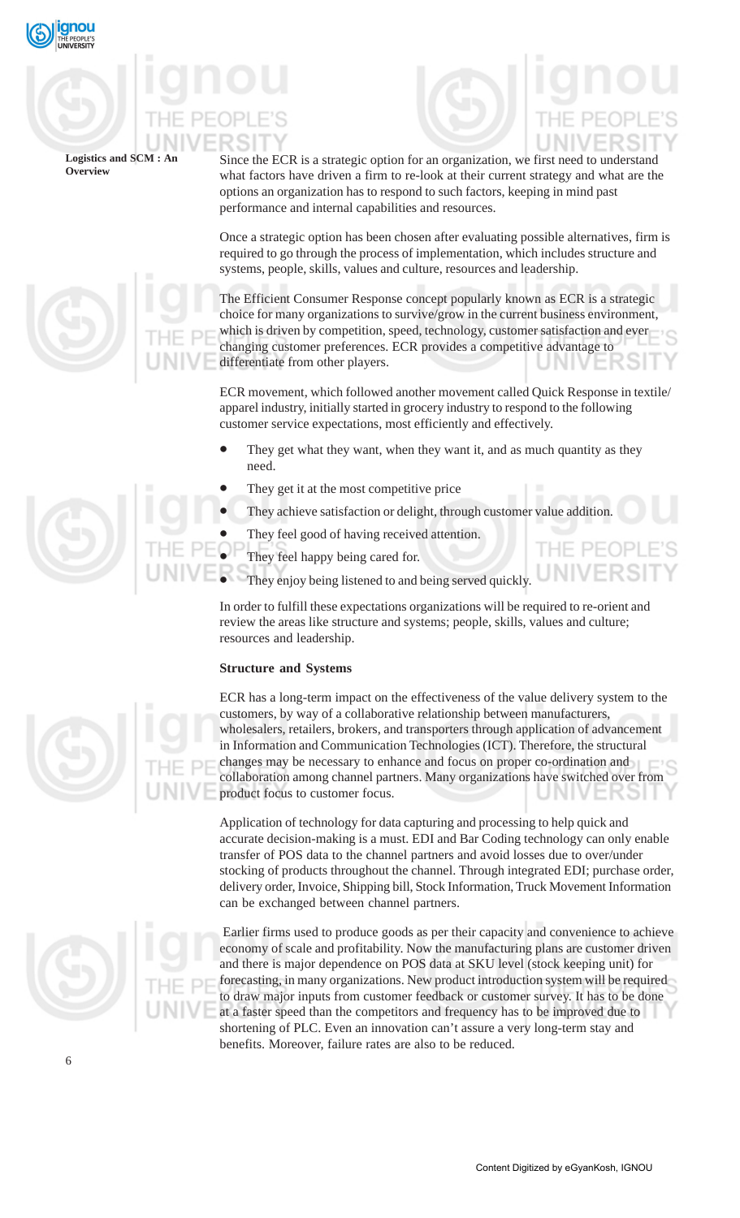Since the ECR is a strategic option for an organization, we first need to understand what factors have driven a firm to re-look at their current strategy and what are the options an organization has to respond to such factors, keeping in mind past performance and internal capabilities and resources.

Once a strategic option has been chosen after evaluating possible alternatives, firm is required to go through the process of implementation, which includes structure and systems, people, skills, values and culture, resources and leadership.

The Efficient Consumer Response concept popularly known as ECR is a strategic choice for many organizations to survive/grow in the current business environment, which is driven by competition, speed, technology, customer satisfaction and ever changing customer preferences. ECR provides a competitive advantage to differentiate from other players.

ECR movement, which followed another movement called Quick Response in textile/ apparel industry, initially started in grocery industry to respond to the following customer service expectations, most efficiently and effectively.

- They get what they want, when they want it, and as much quantity as they need.
- They get it at the most competitive price
- They achieve satisfaction or delight, through customer value addition.
- They feel good of having received attention.
- They feel happy being cared for.
- They enjoy being listened to and being served quickly.

In order to fulfill these expectations organizations will be required to re-orient and review the areas like structure and systems; people, skills, values and culture; resources and leadership.

**Structure and Systems**

ECR has a long-term impact on the effectiveness of the value delivery system to the customers, by way of a collaborative relationship between manufacturers, wholesalers, retailers, brokers, and transporters through application of advancement in Information and Communication Technologies (ICT). Therefore, the structural changes may be necessary to enhance and focus on proper co-ordination and collaboration among channel partners. Many organizations have switched over from product focus to customer focus.

Application of technology for data capturing and processing to help quick and accurate decision-making is a must. EDI and Bar Coding technology can only enable transfer of POS data to the channel partners and avoid losses due to over/under stocking of products throughout the channel. Through integrated EDI; purchase order, delivery order, Invoice, Shipping bill, Stock Information, Truck Movement Information can be exchanged between channel partners.

Earlier firms used to produce goods as per their capacity and convenience to achieve economy of scale and profitability. Now the manufacturing plans are customer driven and there is major dependence on POS data at SKU level (stock keeping unit) for forecasting, in many organizations. New product introduction system will be required to draw major inputs from customer feedback or customer survey. It has to be done at a faster speed than the competitors and frequency has to be improved due to shortening of PLC. Even an innovation can't assure a very long-term stay and benefits. Moreover, failure rates are also to be reduced.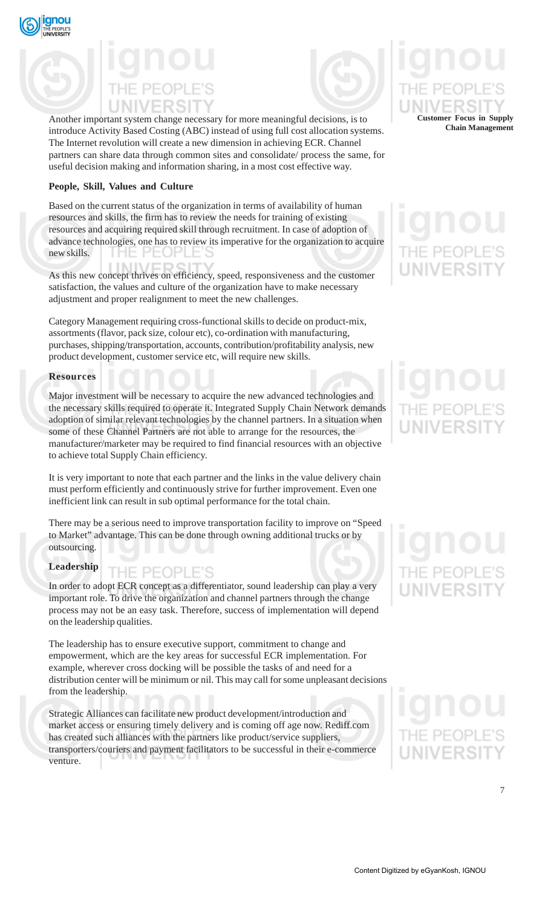Another important system change necessary for more meaningful decisions, is to introduce Activity Based Costing (ABC) instead of using full cost allocation systems. The Internet revolution will create a new dimension in achieving ECR. Channel partners can share data through common sites and consolidate/ process the same, for useful decision making and information sharing, in a most cost effective way.

**People, Skill, Values and Culture**

Based on the current status of the organization in terms of availability of human resources and skills, the firm has to review the needs for training of existing resources and acquiring required skill through recruitment. In case of adoption of advance technologies, one has to review its imperative for the organization to acquire new skills.

As this new concept thrives on efficiency, speed, responsiveness and the customer satisfaction, the values and culture of the organization have to make necessary adjustment and proper realignment to meet the new challenges.

Category Management requiring cross-functional skills to decide on product-mix, assortments (flavor, pack size, colour etc), co-ordination with manufacturing, purchases, shipping/transportation, accounts, contribution/profitability analysis, new product development, customer service etc, will require new skills.

**Resources**

Major investment will be necessary to acquire the new advanced technologies and the necessary skills required to operate it. Integrated Supply Chain Network demands adoption of similar relevant technologies by the channel partners. In a situation when some of these Channel Partners are not able to arrange for the resources, the manufacturer/marketer may be required to find financial resources with an objective to achieve total Supply Chain efficiency.

It is very important to note that each partner and the links in the value delivery chain must perform efficiently and continuously strive for further improvement. Even one inefficient link can result in sub optimal performance for the total chain.

There may be a serious need to improve transportation facility to improve on "Speed to Market" advantage. This can be done through owning additional trucks or by outsourcing.

**Leadership**

In order to adopt ECR concept as a differentiator, sound leadership can play a very important role. To drive the organization and channel partners through the change process may not be an easy task. Therefore, success of implementation will depend on the leadership qualities.

The leadership has to ensure executive support, commitment to change and empowerment, which are the key areas for successful ECR implementation. For example, wherever cross docking will be possible the tasks of and need for a distribution center will be minimum or nil. This may call for some unpleasant decisions from the leadership.

Strategic Alliances can facilitate new product development/introduction and market access or ensuring timely delivery and is coming off age now. Rediff.com has created such alliances with the partners like product/service suppliers, transporters/couriers and payment facilitators to be successful in their e-commerce venture.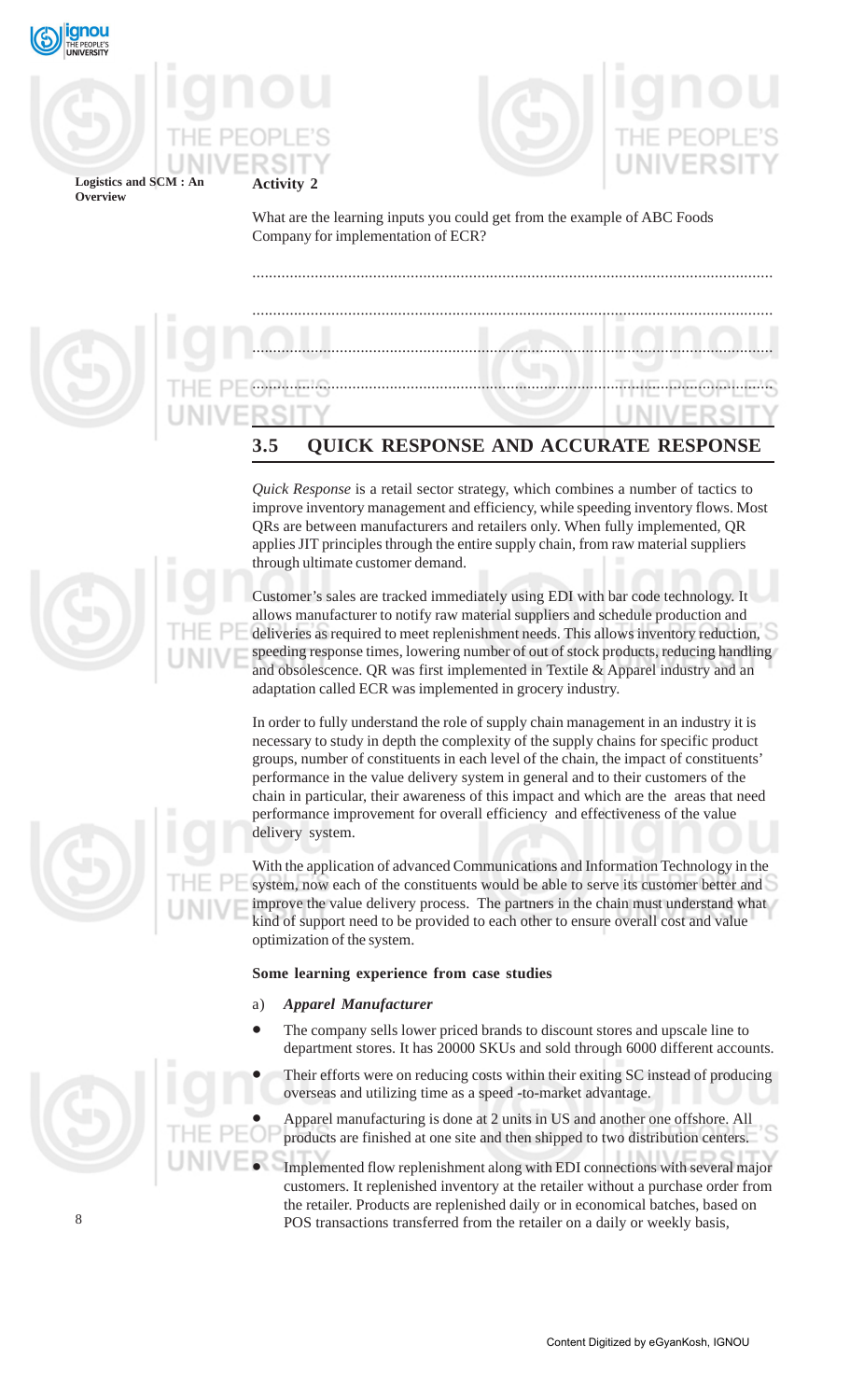**Activity 2**

What are the learning inputs you could get from the example of ABC Foods Company for implementation of ECR?

..............................................................................................................................

..............................................................................................................................

..............................................................................................................................

..............................................................................................................................

## 3.5 QUICK RESPONSE AND ACCURATE RESPONSE

*Quick Response* is a retail sector strategy, which combines a number of tactics to improve inventory management and efficiency, while speeding inventory flows. Most QRs are between manufacturers and retailers only. When fully implemented, QR applies JIT principles through the entire supply chain, from raw material suppliers through ultimate customer demand.

Customer's sales are tracked immediately using EDI with bar code technology. It allows manufacturer to notify raw material suppliers and schedule production and deliveries as required to meet replenishment needs. This allows inventory reduction, speeding response times, lowering number of out of stock products, reducing handling and obsolescence. QR was first implemented in Textile & Apparel industry and an adaptation called ECR was implemented in grocery industry.

In order to fully understand the role of supply chain management in an industry it is necessary to study in depth the complexity of the supply chains for specific product groups, number of constituents in each level of the chain, the impact of constituents' performance in the value delivery system in general and to their customers of the chain in particular, their awareness of this impact and which are the areas that need performance improvement for overall efficiency and effectiveness of the value delivery system.

With the application of advanced Communications and Information Technology in the system, now each of the constituents would be able to serve its customer better and improve the value delivery process. The partners in the chain must understand what kind of support need to be provided to each other to ensure overall cost and value optimization of the system.

**Some learning experience from case studies**

a) ***Apparel Manufacturer***

- The company sells lower priced brands to discount stores and upscale line to department stores. It has 20000 SKUs and sold through 6000 different accounts.
- Their efforts were on reducing costs within their exiting SC instead of producing overseas and utilizing time as a speed -to-market advantage.
- Apparel manufacturing is done at 2 units in US and another one offshore. All products are finished at one site and then shipped to two distribution centers.
- Implemented flow replenishment along with EDI connections with several major customers. It replenished inventory at the retailer without a purchase order from the retailer. Products are replenished daily or in economical batches, based on POS transactions transferred from the retailer on a daily or weekly basis,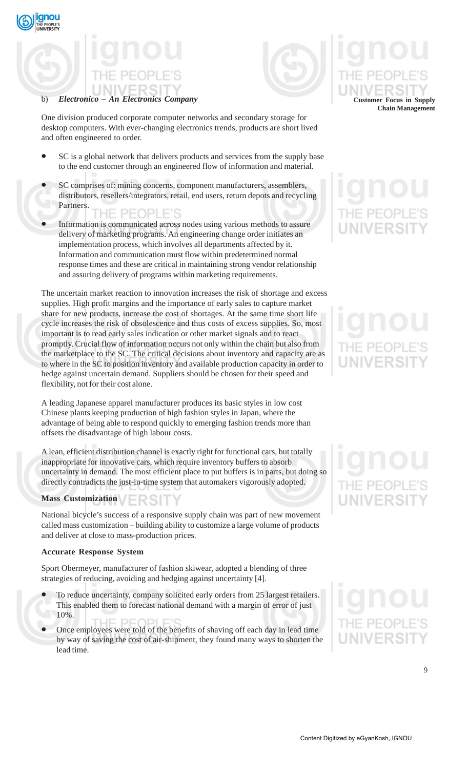b) ***Electronico – An Electronics Company***

One division produced corporate computer networks and secondary storage for desktop computers. With ever-changing electronics trends, products are short lived and often engineered to order.

- SC is a global network that delivers products and services from the supply base to the end customer through an engineered flow of information and material.
- SC comprises of: mining concerns, component manufacturers, assemblers, distributors, resellers/integrators, retail, end users, return depots and recycling Partners.
- Information is communicated across nodes using various methods to assure delivery of marketing programs. An engineering change order initiates an implementation process, which involves all departments affected by it. Information and communication must flow within predetermined normal response times and these are critical in maintaining strong vendor relationship and assuring delivery of programs within marketing requirements.

The uncertain market reaction to innovation increases the risk of shortage and excess supplies. High profit margins and the importance of early sales to capture market share for new products, increase the cost of shortages. At the same time short life cycle increases the risk of obsolescence and thus costs of excess supplies. So, most important is to read early sales indication or other market signals and to react promptly. Crucial flow of information occurs not only within the chain but also from the marketplace to the SC. The critical decisions about inventory and capacity are as to where in the SC to position inventory and available production capacity in order to hedge against uncertain demand. Suppliers should be chosen for their speed and flexibility, not for their cost alone.

A leading Japanese apparel manufacturer produces its basic styles in low cost Chinese plants keeping production of high fashion styles in Japan, where the advantage of being able to respond quickly to emerging fashion trends more than offsets the disadvantage of high labour costs.

A lean, efficient distribution channel is exactly right for functional cars, but totally inappropriate for innovative cars, which require inventory buffers to absorb uncertainty in demand. The most efficient place to put buffers is in parts, but doing so directly contradicts the just-in-time system that automakers vigorously adopted.

**Mass Customization**

National bicycle's success of a responsive supply chain was part of new movement called mass customization – building ability to customize a large volume of products and deliver at close to mass-production prices.

**Accurate Response System**

Sport Obermeyer, manufacturer of fashion skiwear, adopted a blending of three strategies of reducing, avoiding and hedging against uncertainty [4].

- To reduce uncertainty, company solicited early orders from 25 largest retailers. This enabled them to forecast national demand with a margin of error of just 10%.
- Once employees were told of the benefits of shaving off each day in lead time by way of saving the cost of air-shipment, they found many ways to shorten the lead time.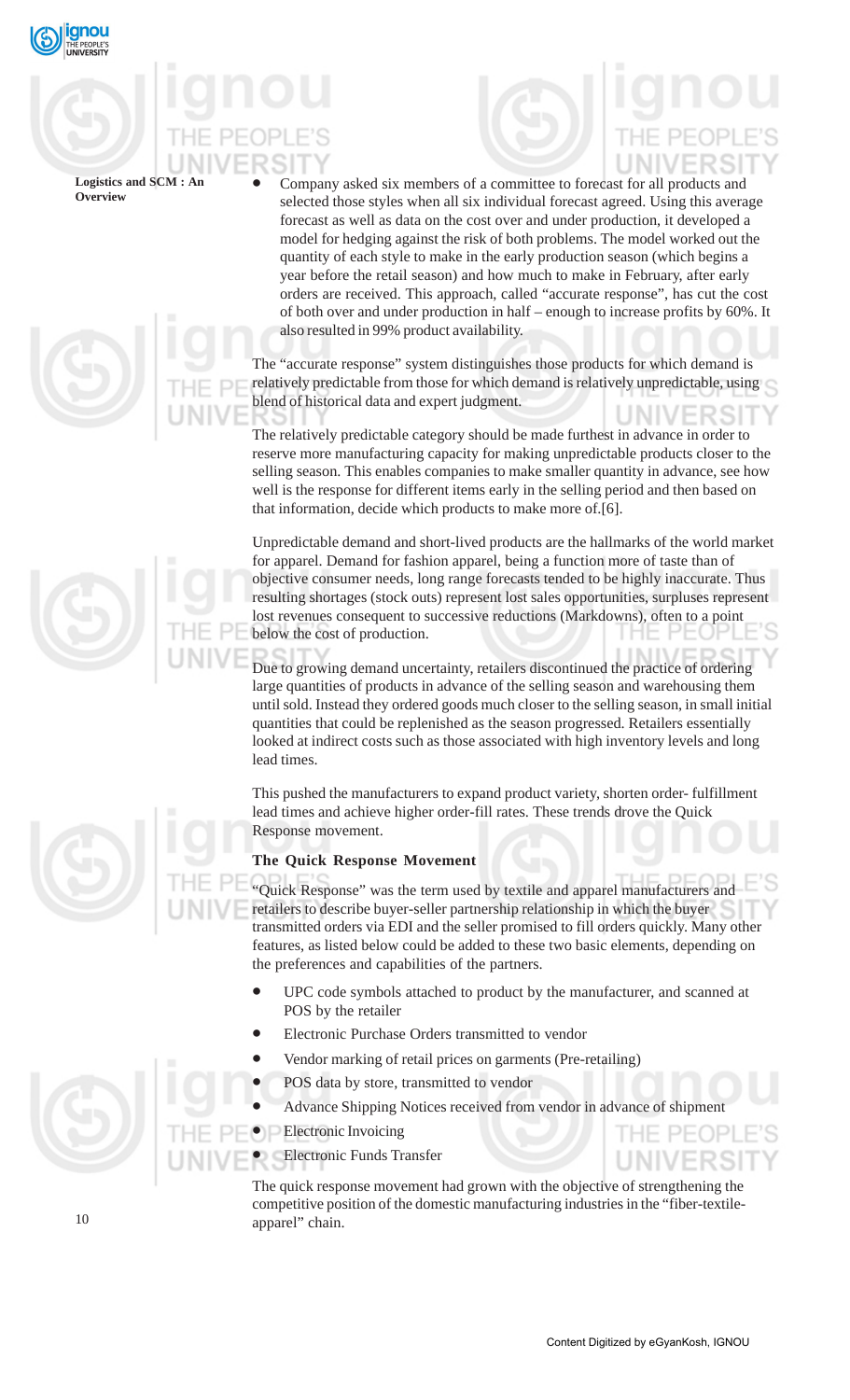- Company asked six members of a committee to forecast for all products and selected those styles when all six individual forecast agreed. Using this average forecast as well as data on the cost over and under production, it developed a model for hedging against the risk of both problems. The model worked out the quantity of each style to make in the early production season (which begins a year before the retail season) and how much to make in February, after early orders are received. This approach, called "accurate response", has cut the cost of both over and under production in half – enough to increase profits by 60%. It also resulted in 99% product availability.

The "accurate response" system distinguishes those products for which demand is relatively predictable from those for which demand is relatively unpredictable, using blend of historical data and expert judgment.

The relatively predictable category should be made furthest in advance in order to reserve more manufacturing capacity for making unpredictable products closer to the selling season. This enables companies to make smaller quantity in advance, see how well is the response for different items early in the selling period and then based on that information, decide which products to make more of.[6].

Unpredictable demand and short-lived products are the hallmarks of the world market for apparel. Demand for fashion apparel, being a function more of taste than of objective consumer needs, long range forecasts tended to be highly inaccurate. Thus resulting shortages (stock outs) represent lost sales opportunities, surpluses represent lost revenues consequent to successive reductions (Markdowns), often to a point below the cost of production.

Due to growing demand uncertainty, retailers discontinued the practice of ordering large quantities of products in advance of the selling season and warehousing them until sold. Instead they ordered goods much closer to the selling season, in small initial quantities that could be replenished as the season progressed. Retailers essentially looked at indirect costs such as those associated with high inventory levels and long lead times.

This pushed the manufacturers to expand product variety, shorten order- fulfillment lead times and achieve higher order-fill rates. These trends drove the Quick Response movement.

### The Quick Response Movement

"Quick Response" was the term used by textile and apparel manufacturers and retailers to describe buyer-seller partnership relationship in which the buyer transmitted orders via EDI and the seller promised to fill orders quickly. Many other features, as listed below could be added to these two basic elements, depending on the preferences and capabilities of the partners.

- UPC code symbols attached to product by the manufacturer, and scanned at POS by the retailer
- Electronic Purchase Orders transmitted to vendor
- Vendor marking of retail prices on garments (Pre-retailing)
- POS data by store, transmitted to vendor
- Advance Shipping Notices received from vendor in advance of shipment
- Electronic Invoicing
- Electronic Funds Transfer

The quick response movement had grown with the objective of strengthening the competitive position of the domestic manufacturing industries in the "fiber-textile-apparel" chain.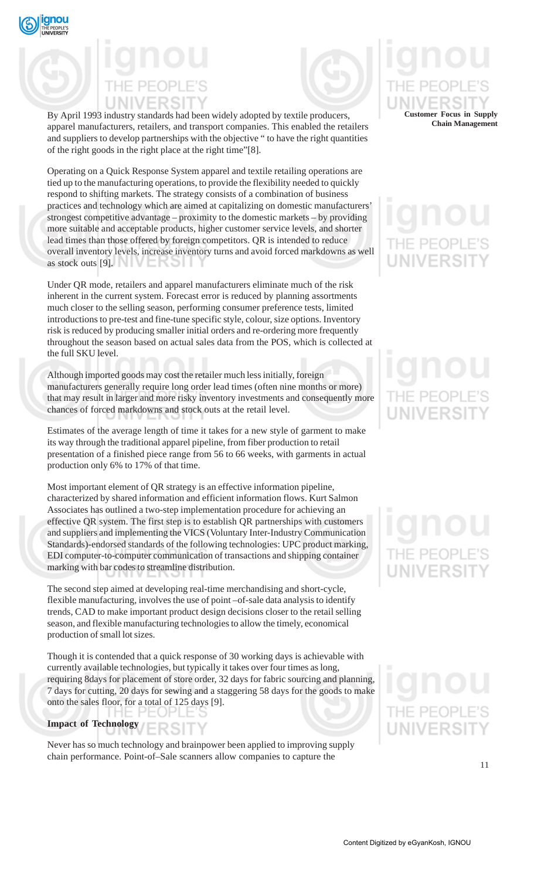By April 1993 industry standards had been widely adopted by textile producers, apparel manufacturers, retailers, and transport companies. This enabled the retailers and suppliers to develop partnerships with the objective " to have the right quantities of the right goods in the right place at the right time"[8].

Operating on a Quick Response System apparel and textile retailing operations are tied up to the manufacturing operations, to provide the flexibility needed to quickly respond to shifting markets. The strategy consists of a combination of business practices and technology which are aimed at capitalizing on domestic manufacturers' strongest competitive advantage – proximity to the domestic markets – by providing more suitable and acceptable products, higher customer service levels, and shorter lead times than those offered by foreign competitors. QR is intended to reduce overall inventory levels, increase inventory turns and avoid forced markdowns as well as stock outs [9].

Under QR mode, retailers and apparel manufacturers eliminate much of the risk inherent in the current system. Forecast error is reduced by planning assortments much closer to the selling season, performing consumer preference tests, limited introductions to pre-test and fine-tune specific style, colour, size options. Inventory risk is reduced by producing smaller initial orders and re-ordering more frequently throughout the season based on actual sales data from the POS, which is collected at the full SKU level.

Although imported goods may cost the retailer much less initially, foreign manufacturers generally require long order lead times (often nine months or more) that may result in larger and more risky inventory investments and consequently more chances of forced markdowns and stock outs at the retail level.

Estimates of the average length of time it takes for a new style of garment to make its way through the traditional apparel pipeline, from fiber production to retail presentation of a finished piece range from 56 to 66 weeks, with garments in actual production only 6% to 17% of that time.

Most important element of QR strategy is an effective information pipeline, characterized by shared information and efficient information flows. Kurt Salmon Associates has outlined a two-step implementation procedure for achieving an effective QR system. The first step is to establish QR partnerships with customers and suppliers and implementing the VICS (Voluntary Inter-Industry Communication Standards)-endorsed standards of the following technologies: UPC product marking, EDI computer-to-computer communication of transactions and shipping container marking with bar codes to streamline distribution.

The second step aimed at developing real-time merchandising and short-cycle, flexible manufacturing, involves the use of point –of-sale data analysis to identify trends, CAD to make important product design decisions closer to the retail selling season, and flexible manufacturing technologies to allow the timely, economical production of small lot sizes.

Though it is contended that a quick response of 30 working days is achievable with currently available technologies, but typically it takes over four times as long, requiring 8days for placement of store order, 32 days for fabric sourcing and planning, 7 days for cutting, 20 days for sewing and a staggering 58 days for the goods to make onto the sales floor, for a total of 125 days [9].

**Impact of Technology**

Never has so much technology and brainpower been applied to improving supply chain performance. Point-of–Sale scanners allow companies to capture the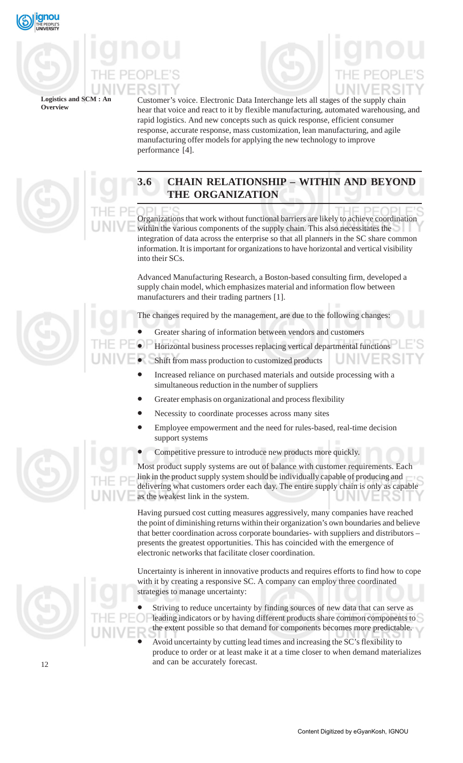Customer's voice. Electronic Data Interchange lets all stages of the supply chain hear that voice and react to it by flexible manufacturing, automated warehousing, and rapid logistics. And new concepts such as quick response, efficient consumer response, accurate response, mass customization, lean manufacturing, and agile manufacturing offer models for applying the new technology to improve performance [4].

## 3.6 CHAIN RELATIONSHIP – WITHIN AND BEYOND THE ORGANIZATION

Organizations that work without functional barriers are likely to achieve coordination within the various components of the supply chain. This also necessitates the integration of data across the enterprise so that all planners in the SC share common information. It is important for organizations to have horizontal and vertical visibility into their SCs.

Advanced Manufacturing Research, a Boston-based consulting firm, developed a supply chain model, which emphasizes material and information flow between manufacturers and their trading partners [1].

The changes required by the management, are due to the following changes:

- Greater sharing of information between vendors and customers
- Horizontal business processes replacing vertical departmental functions
- Shift from mass production to customized products
- Increased reliance on purchased materials and outside processing with a simultaneous reduction in the number of suppliers
- Greater emphasis on organizational and process flexibility
- Necessity to coordinate processes across many sites
- Employee empowerment and the need for rules-based, real-time decision support systems
- Competitive pressure to introduce new products more quickly.

Most product supply systems are out of balance with customer requirements. Each link in the product supply system should be individually capable of producing and delivering what customers order each day. The entire supply chain is only as capable as the weakest link in the system.

Having pursued cost cutting measures aggressively, many companies have reached the point of diminishing returns within their organization's own boundaries and believe that better coordination across corporate boundaries- with suppliers and distributors – presents the greatest opportunities. This has coincided with the emergence of electronic networks that facilitate closer coordination.

Uncertainty is inherent in innovative products and requires efforts to find how to cope with it by creating a responsive SC. A company can employ three coordinated strategies to manage uncertainty:

- Striving to reduce uncertainty by finding sources of new data that can serve as leading indicators or by having different products share common components to the extent possible so that demand for components becomes more predictable.
- Avoid uncertainty by cutting lead times and increasing the SC's flexibility to produce to order or at least make it at a time closer to when demand materializes and can be accurately forecast.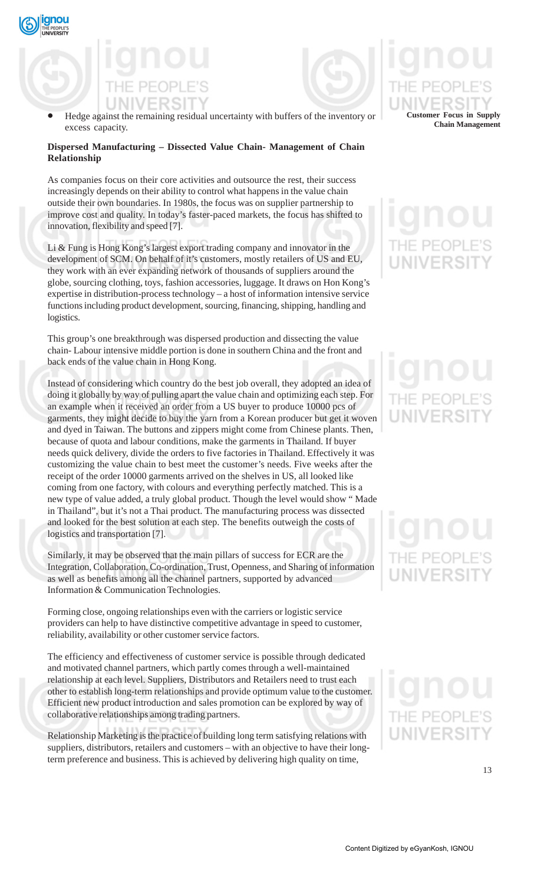- Hedge against the remaining residual uncertainty with buffers of the inventory or excess capacity.

**Dispersed Manufacturing – Dissected Value Chain- Management of Chain Relationship**

As companies focus on their core activities and outsource the rest, their success increasingly depends on their ability to control what happens in the value chain outside their own boundaries. In 1980s, the focus was on supplier partnership to improve cost and quality. In today's faster-paced markets, the focus has shifted to innovation, flexibility and speed [7].

Li & Fung is Hong Kong's largest export trading company and innovator in the development of SCM. On behalf of it's customers, mostly retailers of US and EU, they work with an ever expanding network of thousands of suppliers around the globe, sourcing clothing, toys, fashion accessories, luggage. It draws on Hon Kong's expertise in distribution-process technology – a host of information intensive service functions including product development, sourcing, financing, shipping, handling and logistics.

This group's one breakthrough was dispersed production and dissecting the value chain- Labour intensive middle portion is done in southern China and the front and back ends of the value chain in Hong Kong.

Instead of considering which country do the best job overall, they adopted an idea of doing it globally by way of pulling apart the value chain and optimizing each step. For an example when it received an order from a US buyer to produce 10000 pcs of garments, they might decide to buy the yarn from a Korean producer but get it woven and dyed in Taiwan. The buttons and zippers might come from Chinese plants. Then, because of quota and labour conditions, make the garments in Thailand. If buyer needs quick delivery, divide the orders to five factories in Thailand. Effectively it was customizing the value chain to best meet the customer's needs. Five weeks after the receipt of the order 10000 garments arrived on the shelves in US, all looked like coming from one factory, with colours and everything perfectly matched. This is a new type of value added, a truly global product. Though the level would show " Made in Thailand", but it's not a Thai product. The manufacturing process was dissected and looked for the best solution at each step. The benefits outweigh the costs of logistics and transportation [7].

Similarly, it may be observed that the main pillars of success for ECR are the Integration, Collaboration, Co-ordination, Trust, Openness, and Sharing of information as well as benefits among all the channel partners, supported by advanced Information & Communication Technologies.

Forming close, ongoing relationships even with the carriers or logistic service providers can help to have distinctive competitive advantage in speed to customer, reliability, availability or other customer service factors.

The efficiency and effectiveness of customer service is possible through dedicated and motivated channel partners, which partly comes through a well-maintained relationship at each level. Suppliers, Distributors and Retailers need to trust each other to establish long-term relationships and provide optimum value to the customer. Efficient new product introduction and sales promotion can be explored by way of collaborative relationships among trading partners.

Relationship Marketing is the practice of building long term satisfying relations with suppliers, distributors, retailers and customers – with an objective to have their long-term preference and business. This is achieved by delivering high quality on time,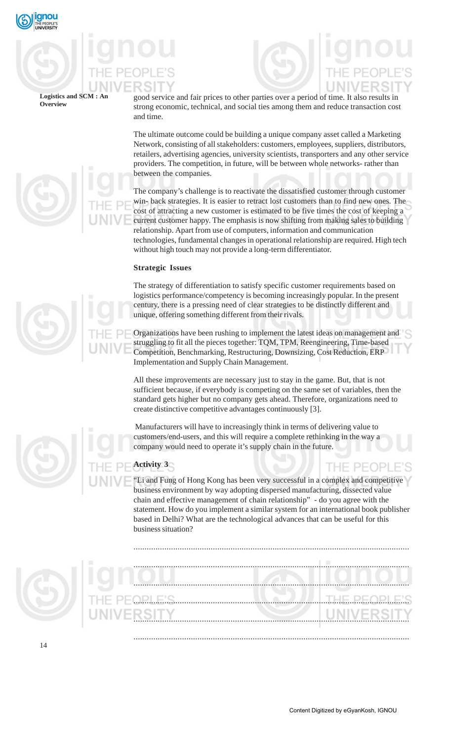good service and fair prices to other parties over a period of time. It also results in strong economic, technical, and social ties among them and reduce transaction cost and time.

The ultimate outcome could be building a unique company asset called a Marketing Network, consisting of all stakeholders: customers, employees, suppliers, distributors, retailers, advertising agencies, university scientists, transporters and any other service providers. The competition, in future, will be between whole networks- rather than between the companies.

The company's challenge is to reactivate the dissatisfied customer through customer win- back strategies. It is easier to retract lost customers than to find new ones. The cost of attracting a new customer is estimated to be five times the cost of keeping a current customer happy. The emphasis is now shifting from making sales to building relationship. Apart from use of computers, information and communication technologies, fundamental changes in operational relationship are required. High tech without high touch may not provide a long-term differentiator.

**Strategic Issues**

The strategy of differentiation to satisfy specific customer requirements based on logistics performance/competency is becoming increasingly popular. In the present century, there is a pressing need of clear strategies to be distinctly different and unique, offering something different from their rivals.

Organizations have been rushing to implement the latest ideas on management and struggling to fit all the pieces together: TQM, TPM, Reengineering, Time-based Competition, Benchmarking, Restructuring, Downsizing, Cost Reduction, ERP Implementation and Supply Chain Management.

All these improvements are necessary just to stay in the game. But, that is not sufficient because, if everybody is competing on the same set of variables, then the standard gets higher but no company gets ahead. Therefore, organizations need to create distinctive competitive advantages continuously [3].

Manufacturers will have to increasingly think in terms of delivering value to customers/end-users, and this will require a complete rethinking in the way a company would need to operate it's supply chain in the future.

**Activity 3**

"Li and Fung of Hong Kong has been very successful in a complex and competitive business environment by way adopting dispersed manufacturing, dissected value chain and effective management of chain relationship" - do you agree with the statement. How do you implement a similar system for an international book publisher based in Delhi? What are the technological advances that can be useful for this business situation?

..............................................................................................................................

..............................................................................................................................

..............................................................................................................................

..............................................................................................................................

..............................................................................................................................

..............................................................................................................................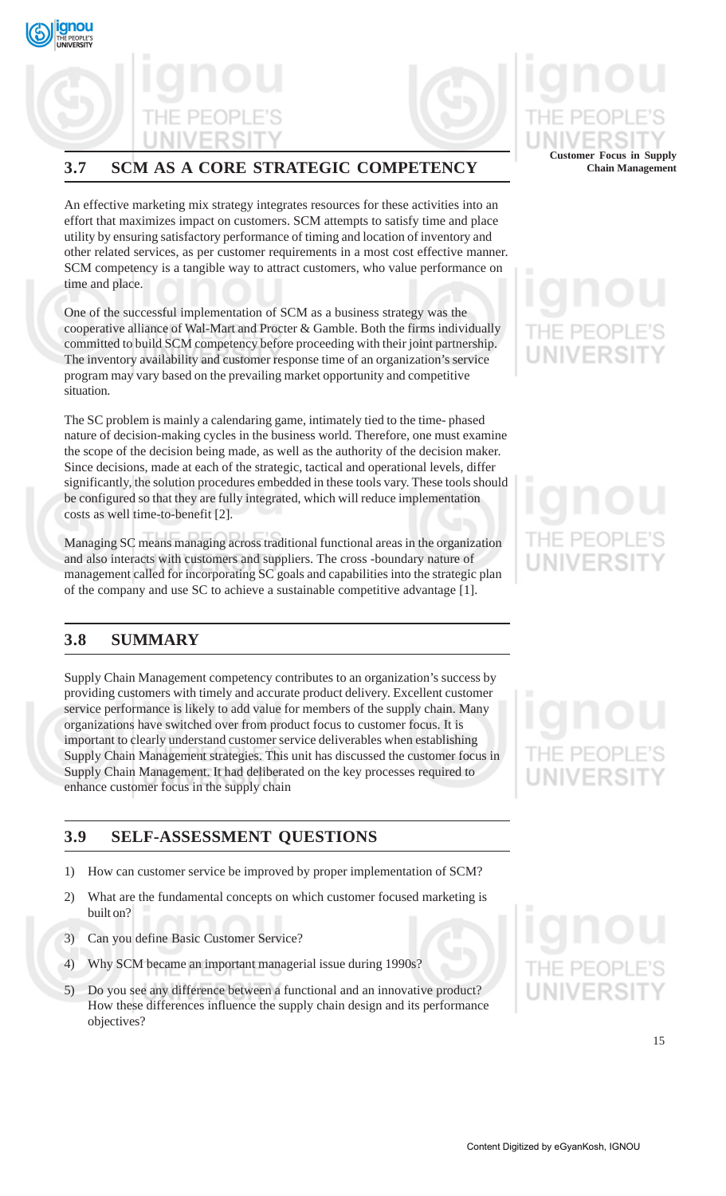## 3.7 SCM AS A CORE STRATEGIC COMPETENCY

An effective marketing mix strategy integrates resources for these activities into an effort that maximizes impact on customers. SCM attempts to satisfy time and place utility by ensuring satisfactory performance of timing and location of inventory and other related services, as per customer requirements in a most cost effective manner. SCM competency is a tangible way to attract customers, who value performance on time and place.

One of the successful implementation of SCM as a business strategy was the cooperative alliance of Wal-Mart and Procter & Gamble. Both the firms individually committed to build SCM competency before proceeding with their joint partnership. The inventory availability and customer response time of an organization's service program may vary based on the prevailing market opportunity and competitive situation.

The SC problem is mainly a calendaring game, intimately tied to the time- phased nature of decision-making cycles in the business world. Therefore, one must examine the scope of the decision being made, as well as the authority of the decision maker. Since decisions, made at each of the strategic, tactical and operational levels, differ significantly, the solution procedures embedded in these tools vary. These tools should be configured so that they are fully integrated, which will reduce implementation costs as well time-to-benefit [2].

Managing SC means managing across traditional functional areas in the organization and also interacts with customers and suppliers. The cross -boundary nature of management called for incorporating SC goals and capabilities into the strategic plan of the company and use SC to achieve a sustainable competitive advantage [1].

## 3.8 SUMMARY

Supply Chain Management competency contributes to an organization's success by providing customers with timely and accurate product delivery. Excellent customer service performance is likely to add value for members of the supply chain. Many organizations have switched over from product focus to customer focus. It is important to clearly understand customer service deliverables when establishing Supply Chain Management strategies. This unit has discussed the customer focus in Supply Chain Management. It had deliberated on the key processes required to enhance customer focus in the supply chain

## 3.9 SELF-ASSESSMENT QUESTIONS

1) How can customer service be improved by proper implementation of SCM?
2) What are the fundamental concepts on which customer focused marketing is built on?
3) Can you define Basic Customer Service?
4) Why SCM became an important managerial issue during 1990s?
5) Do you see any difference between a functional and an innovative product? How these differences influence the supply chain design and its performance objectives?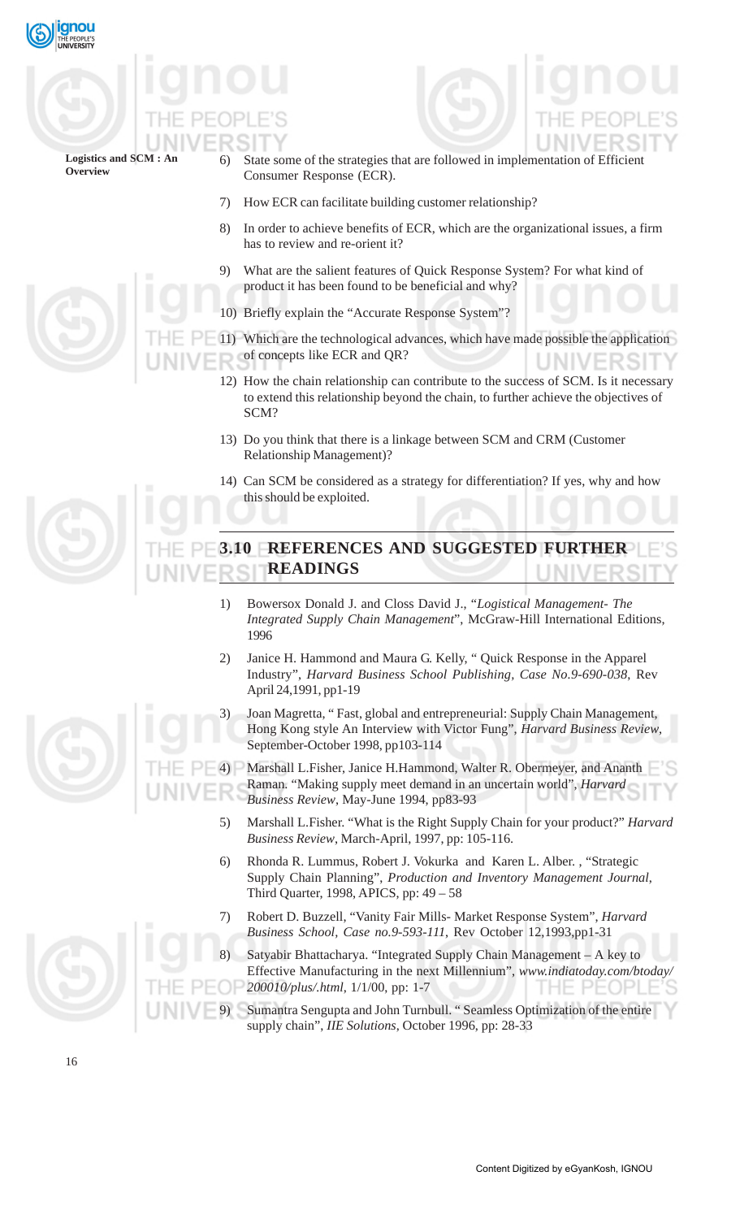6) State some of the strategies that are followed in implementation of Efficient Consumer Response (ECR).

7) How ECR can facilitate building customer relationship?

8) In order to achieve benefits of ECR, which are the organizational issues, a firm has to review and re-orient it?

9) What are the salient features of Quick Response System? For what kind of product it has been found to be beneficial and why?

10) Briefly explain the "Accurate Response System"?

11) Which are the technological advances, which have made possible the application of concepts like ECR and QR?

12) How the chain relationship can contribute to the success of SCM. Is it necessary to extend this relationship beyond the chain, to further achieve the objectives of SCM?

13) Do you think that there is a linkage between SCM and CRM (Customer Relationship Management)?

14) Can SCM be considered as a strategy for differentiation? If yes, why and how this should be exploited.

## 3.10 REFERENCES AND SUGGESTED FURTHER READINGS

1) Bowersox Donald J. and Closs David J., "*Logistical Management- The Integrated Supply Chain Management*", McGraw-Hill International Editions, 1996

2) Janice H. Hammond and Maura G. Kelly, " Quick Response in the Apparel Industry", *Harvard Business School Publishing, Case No.9-690-038*, Rev April 24,1991, pp1-19

3) Joan Magretta, " Fast, global and entrepreneurial: Supply Chain Management, Hong Kong style An Interview with Victor Fung", *Harvard Business Review*, September-October 1998, pp103-114

4) Marshall L.Fisher, Janice H.Hammond, Walter R. Obermeyer, and Ananth Raman. "Making supply meet demand in an uncertain world", *Harvard Business Review*, May-June 1994, pp83-93

5) Marshall L.Fisher. "What is the Right Supply Chain for your product?" *Harvard Business Review*, March-April, 1997, pp: 105-116.

6) Rhonda R. Lummus, Robert J. Vokurka and Karen L. Alber. , "Strategic Supply Chain Planning", *Production and Inventory Management Journal*, Third Quarter, 1998, APICS, pp: 49 – 58

7) Robert D. Buzzell, "Vanity Fair Mills- Market Response System", *Harvard Business School, Case no.9-593-111*, Rev October 12,1993,pp1-31

8) Satyabir Bhattacharya. "Integrated Supply Chain Management – A key to Effective Manufacturing in the next Millennium", *www.indiatoday.com/btoday/200010/plus/.html*, 1/1/00, pp: 1-7

9) Sumantra Sengupta and John Turnbull. " Seamless Optimization of the entire supply chain", *IIE Solutions*, October 1996, pp: 28-33